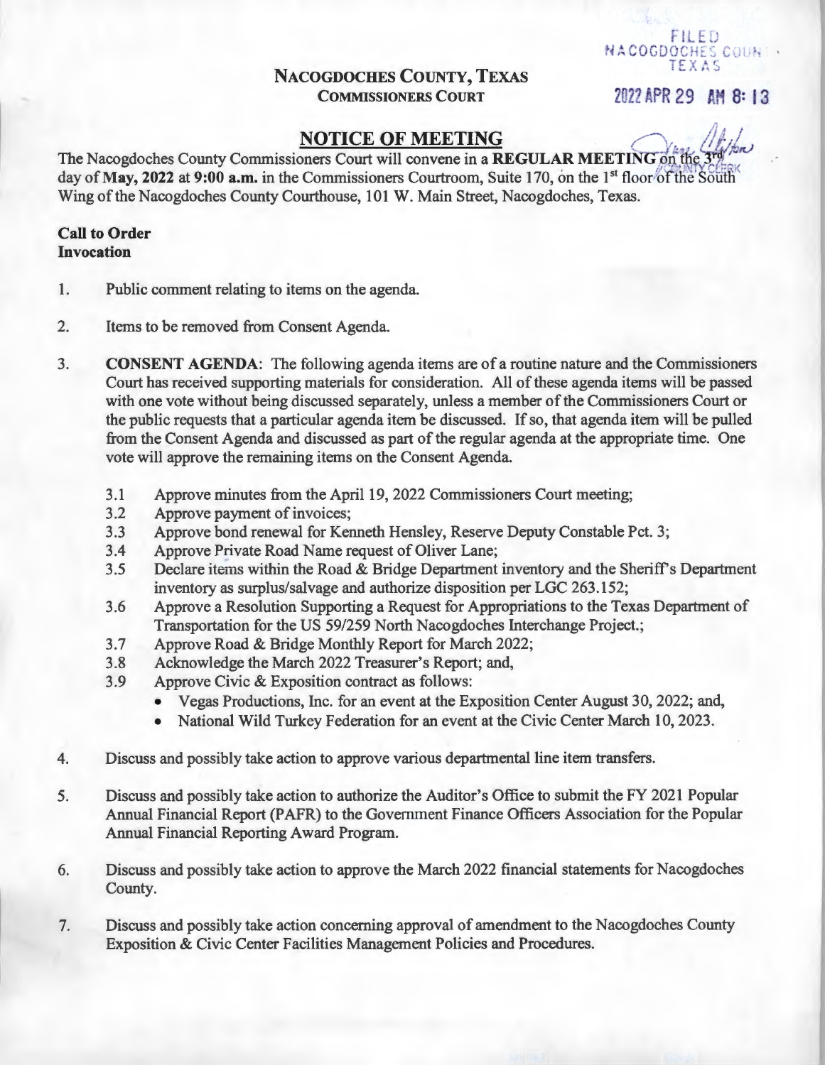FILED
NACOGDOCHES COUNTY
TEXAS

2022 APR 29 AM 8:13

# NACOGDOCHES COUNTY, TEXAS
## COMMISSIONERS COURT

## NOTICE OF MEETING

The Nacogdoches County Commissioners Court will convene in a **REGULAR MEETING** on the 3rd day of **May, 2022** at **9:00 a.m.** in the Commissioners Courtroom, Suite 170, on the 1st floor of the South Wing of the Nacogdoches County Courthouse, 101 W. Main Street, Nacogdoches, Texas.

**Call to Order**
**Invocation**

1. Public comment relating to items on the agenda.

2. Items to be removed from Consent Agenda.

3. **CONSENT AGENDA**: The following agenda items are of a routine nature and the Commissioners Court has received supporting materials for consideration. All of these agenda items will be passed with one vote without being discussed separately, unless a member of the Commissioners Court or the public requests that a particular agenda item be discussed. If so, that agenda item will be pulled from the Consent Agenda and discussed as part of the regular agenda at the appropriate time. One vote will approve the remaining items on the Consent Agenda.

   3.1 Approve minutes from the April 19, 2022 Commissioners Court meeting;
   3.2 Approve payment of invoices;
   3.3 Approve bond renewal for Kenneth Hensley, Reserve Deputy Constable Pct. 3;
   3.4 Approve Private Road Name request of Oliver Lane;
   3.5 Declare items within the Road & Bridge Department inventory and the Sheriff's Department inventory as surplus/salvage and authorize disposition per LGC 263.152;
   3.6 Approve a Resolution Supporting a Request for Appropriations to the Texas Department of Transportation for the US 59/259 North Nacogdoches Interchange Project.;
   3.7 Approve Road & Bridge Monthly Report for March 2022;
   3.8 Acknowledge the March 2022 Treasurer's Report; and,
   3.9 Approve Civic & Exposition contract as follows:
   - Vegas Productions, Inc. for an event at the Exposition Center August 30, 2022; and,
   - National Wild Turkey Federation for an event at the Civic Center March 10, 2023.

4. Discuss and possibly take action to approve various departmental line item transfers.

5. Discuss and possibly take action to authorize the Auditor's Office to submit the FY 2021 Popular Annual Financial Report (PAFR) to the Government Finance Officers Association for the Popular Annual Financial Reporting Award Program.

6. Discuss and possibly take action to approve the March 2022 financial statements for Nacogdoches County.

7. Discuss and possibly take action concerning approval of amendment to the Nacogdoches County Exposition & Civic Center Facilities Management Policies and Procedures.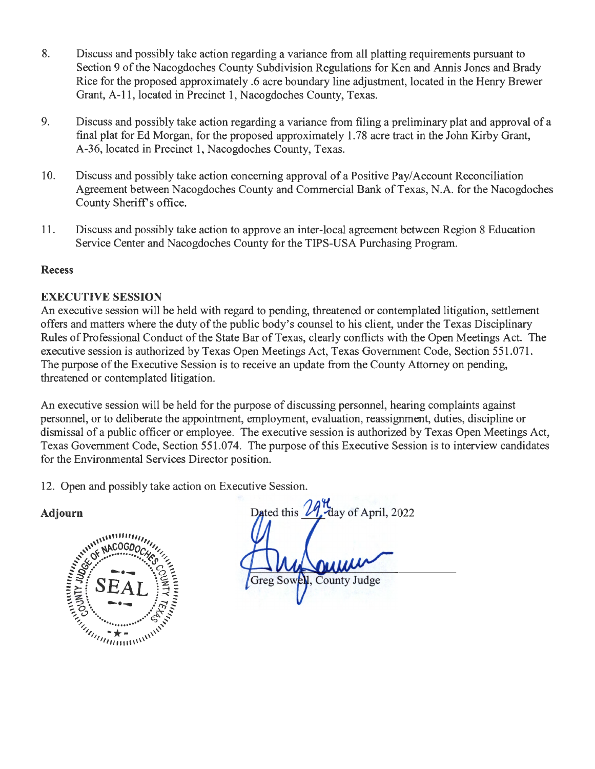8. Discuss and possibly take action regarding a variance from all platting requirements pursuant to Section 9 of the Nacogdoches County Subdivision Regulations for Ken and Annis Jones and Brady Rice for the proposed approximately .6 acre boundary line adjustment, located in the Henry Brewer Grant, A-11, located in Precinct 1, Nacogdoches County, Texas.

9. Discuss and possibly take action regarding a variance from filing a preliminary plat and approval of a final plat for Ed Morgan, for the proposed approximately 1.78 acre tract in the John Kirby Grant, A-36, located in Precinct 1, Nacogdoches County, Texas.

10. Discuss and possibly take action concerning approval of a Positive Pay/Account Reconciliation Agreement between Nacogdoches County and Commercial Bank of Texas, N.A. for the Nacogdoches County Sheriff's office.

11. Discuss and possibly take action to approve an inter-local agreement between Region 8 Education Service Center and Nacogdoches County for the TIPS-USA Purchasing Program.

**Recess**

**EXECUTIVE SESSION**

An executive session will be held with regard to pending, threatened or contemplated litigation, settlement offers and matters where the duty of the public body's counsel to his client, under the Texas Disciplinary Rules of Professional Conduct of the State Bar of Texas, clearly conflicts with the Open Meetings Act. The executive session is authorized by Texas Open Meetings Act, Texas Government Code, Section 551.071. The purpose of the Executive Session is to receive an update from the County Attorney on pending, threatened or contemplated litigation.

An executive session will be held for the purpose of discussing personnel, hearing complaints against personnel, or to deliberate the appointment, employment, evaluation, reassignment, duties, discipline or dismissal of a public officer or employee. The executive session is authorized by Texas Open Meetings Act, Texas Government Code, Section 551.074. The purpose of this Executive Session is to interview candidates for the Environmental Services Director position.

12. Open and possibly take action on Executive Session.

**Adjourn**

Dated this 29th day of April, 2022

Greg Sowell, County Judge

COUNTY JUDGE OF NACOGDOCHES COUNTY, TEXAS SEAL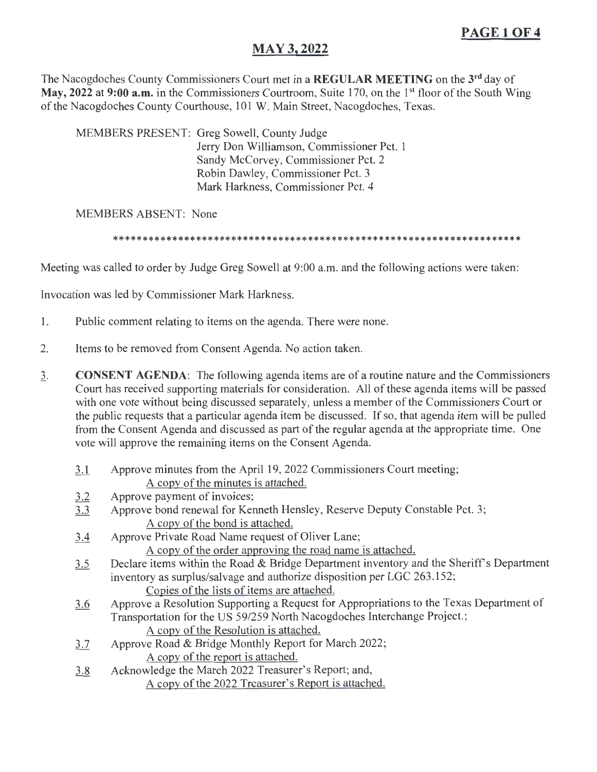## MAY 3, 2022

The Nacogdoches County Commissioners Court met in a **REGULAR MEETING** on the 3rd day of **May, 2022** at **9:00 a.m.** in the Commissioners Courtroom, Suite 170, on the 1st floor of the South Wing of the Nacogdoches County Courthouse, 101 W. Main Street, Nacogdoches, Texas.

MEMBERS PRESENT: Greg Sowell, County Judge
Jerry Don Williamson, Commissioner Pct. 1
Sandy McCorvey, Commissioner Pct. 2
Robin Dawley, Commissioner Pct. 3
Mark Harkness, Commissioner Pct. 4

MEMBERS ABSENT: None

**********************************************************************

Meeting was called to order by Judge Greg Sowell at 9:00 a.m. and the following actions were taken:

Invocation was led by Commissioner Mark Harkness.

1. Public comment relating to items on the agenda. There were none.

2. Items to be removed from Consent Agenda. No action taken.

3. **CONSENT AGENDA**: The following agenda items are of a routine nature and the Commissioners Court has received supporting materials for consideration. All of these agenda items will be passed with one vote without being discussed separately, unless a member of the Commissioners Court or the public requests that a particular agenda item be discussed. If so, that agenda item will be pulled from the Consent Agenda and discussed as part of the regular agenda at the appropriate time. One vote will approve the remaining items on the Consent Agenda.

   3.1 Approve minutes from the April 19, 2022 Commissioners Court meeting;
   A copy of the minutes is attached.

   3.2 Approve payment of invoices;

   3.3 Approve bond renewal for Kenneth Hensley, Reserve Deputy Constable Pct. 3;
   A copy of the bond is attached.

   3.4 Approve Private Road Name request of Oliver Lane;
   A copy of the order approving the road name is attached.

   3.5 Declare items within the Road & Bridge Department inventory and the Sheriff's Department inventory as surplus/salvage and authorize disposition per LGC 263.152;
   Copies of the lists of items are attached.

   3.6 Approve a Resolution Supporting a Request for Appropriations to the Texas Department of Transportation for the US 59/259 North Nacogdoches Interchange Project.;
   A copy of the Resolution is attached.

   3.7 Approve Road & Bridge Monthly Report for March 2022;
   A copy of the report is attached.

   3.8 Acknowledge the March 2022 Treasurer's Report; and,
   A copy of the 2022 Treasurer's Report is attached.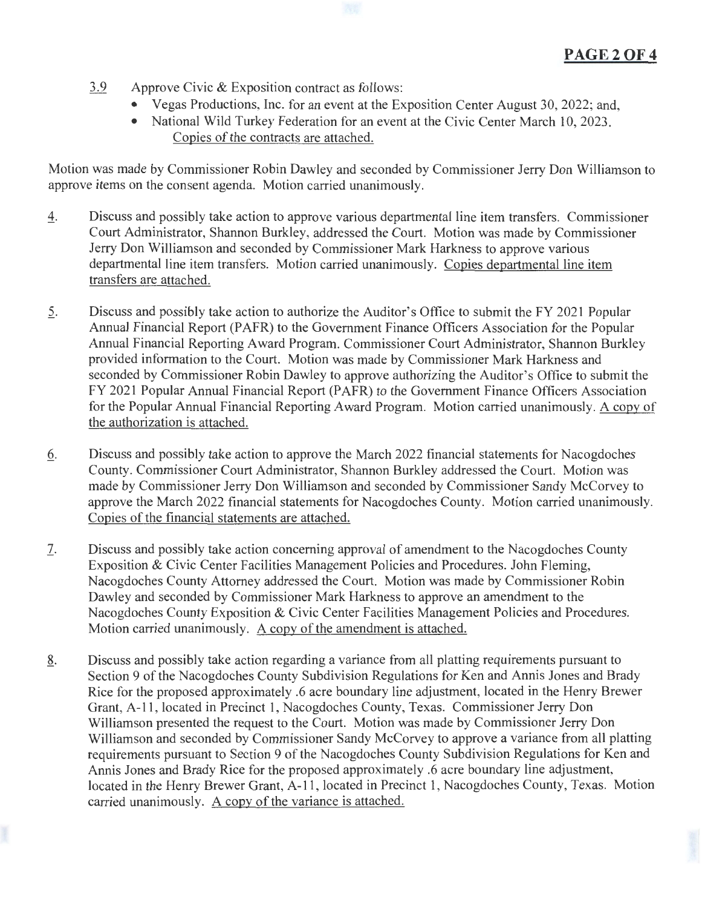3.9 Approve Civic & Exposition contract as follows:

- Vegas Productions, Inc. for an event at the Exposition Center August 30, 2022; and,
- National Wild Turkey Federation for an event at the Civic Center March 10, 2023.

Copies of the contracts are attached.

Motion was made by Commissioner Robin Dawley and seconded by Commissioner Jerry Don Williamson to approve items on the consent agenda. Motion carried unanimously.

4. Discuss and possibly take action to approve various departmental line item transfers. Commissioner Court Administrator, Shannon Burkley, addressed the Court. Motion was made by Commissioner Jerry Don Williamson and seconded by Commissioner Mark Harkness to approve various departmental line item transfers. Motion carried unanimously. Copies departmental line item transfers are attached.

5. Discuss and possibly take action to authorize the Auditor's Office to submit the FY 2021 Popular Annual Financial Report (PAFR) to the Government Finance Officers Association for the Popular Annual Financial Reporting Award Program. Commissioner Court Administrator, Shannon Burkley provided information to the Court. Motion was made by Commissioner Mark Harkness and seconded by Commissioner Robin Dawley to approve authorizing the Auditor's Office to submit the FY 2021 Popular Annual Financial Report (PAFR) to the Government Finance Officers Association for the Popular Annual Financial Reporting Award Program. Motion carried unanimously. A copy of the authorization is attached.

6. Discuss and possibly take action to approve the March 2022 financial statements for Nacogdoches County. Commissioner Court Administrator, Shannon Burkley addressed the Court. Motion was made by Commissioner Jerry Don Williamson and seconded by Commissioner Sandy McCorvey to approve the March 2022 financial statements for Nacogdoches County. Motion carried unanimously. Copies of the financial statements are attached.

7. Discuss and possibly take action concerning approval of amendment to the Nacogdoches County Exposition & Civic Center Facilities Management Policies and Procedures. John Fleming, Nacogdoches County Attorney addressed the Court. Motion was made by Commissioner Robin Dawley and seconded by Commissioner Mark Harkness to approve an amendment to the Nacogdoches County Exposition & Civic Center Facilities Management Policies and Procedures. Motion carried unanimously. A copy of the amendment is attached.

8. Discuss and possibly take action regarding a variance from all platting requirements pursuant to Section 9 of the Nacogdoches County Subdivision Regulations for Ken and Annis Jones and Brady Rice for the proposed approximately .6 acre boundary line adjustment, located in the Henry Brewer Grant, A-11, located in Precinct 1, Nacogdoches County, Texas. Commissioner Jerry Don Williamson presented the request to the Court. Motion was made by Commissioner Jerry Don Williamson and seconded by Commissioner Sandy McCorvey to approve a variance from all platting requirements pursuant to Section 9 of the Nacogdoches County Subdivision Regulations for Ken and Annis Jones and Brady Rice for the proposed approximately .6 acre boundary line adjustment, located in the Henry Brewer Grant, A-11, located in Precinct 1, Nacogdoches County, Texas. Motion carried unanimously. A copy of the variance is attached.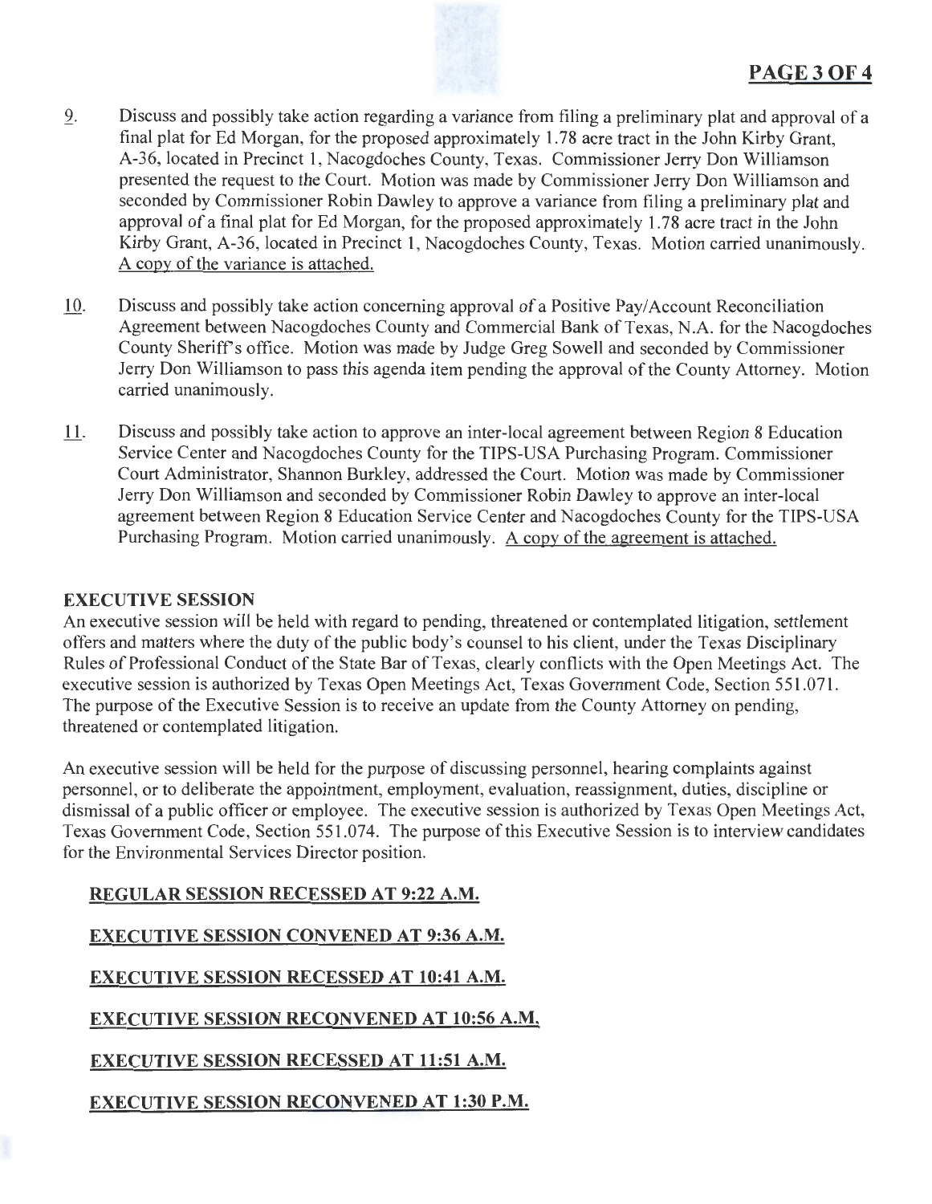9. Discuss and possibly take action regarding a variance from filing a preliminary plat and approval of a final plat for Ed Morgan, for the proposed approximately 1.78 acre tract in the John Kirby Grant, A-36, located in Precinct 1, Nacogdoches County, Texas. Commissioner Jerry Don Williamson presented the request to the Court. Motion was made by Commissioner Jerry Don Williamson and seconded by Commissioner Robin Dawley to approve a variance from filing a preliminary plat and approval of a final plat for Ed Morgan, for the proposed approximately 1.78 acre tract in the John Kirby Grant, A-36, located in Precinct 1, Nacogdoches County, Texas. Motion carried unanimously. A copy of the variance is attached.

10. Discuss and possibly take action concerning approval of a Positive Pay/Account Reconciliation Agreement between Nacogdoches County and Commercial Bank of Texas, N.A. for the Nacogdoches County Sheriff's office. Motion was made by Judge Greg Sowell and seconded by Commissioner Jerry Don Williamson to pass this agenda item pending the approval of the County Attorney. Motion carried unanimously.

11. Discuss and possibly take action to approve an inter-local agreement between Region 8 Education Service Center and Nacogdoches County for the TIPS-USA Purchasing Program. Commissioner Court Administrator, Shannon Burkley, addressed the Court. Motion was made by Commissioner Jerry Don Williamson and seconded by Commissioner Robin Dawley to approve an inter-local agreement between Region 8 Education Service Center and Nacogdoches County for the TIPS-USA Purchasing Program. Motion carried unanimously. A copy of the agreement is attached.

**EXECUTIVE SESSION**

An executive session will be held with regard to pending, threatened or contemplated litigation, settlement offers and matters where the duty of the public body's counsel to his client, under the Texas Disciplinary Rules of Professional Conduct of the State Bar of Texas, clearly conflicts with the Open Meetings Act. The executive session is authorized by Texas Open Meetings Act, Texas Government Code, Section 551.071. The purpose of the Executive Session is to receive an update from the County Attorney on pending, threatened or contemplated litigation.

An executive session will be held for the purpose of discussing personnel, hearing complaints against personnel, or to deliberate the appointment, employment, evaluation, reassignment, duties, discipline or dismissal of a public officer or employee. The executive session is authorized by Texas Open Meetings Act, Texas Government Code, Section 551.074. The purpose of this Executive Session is to interview candidates for the Environmental Services Director position.

**REGULAR SESSION RECESSED AT 9:22 A.M.**

**EXECUTIVE SESSION CONVENED AT 9:36 A.M.**

**EXECUTIVE SESSION RECESSED AT 10:41 A.M.**

**EXECUTIVE SESSION RECONVENED AT 10:56 A.M.**

**EXECUTIVE SESSION RECESSED AT 11:51 A.M.**

**EXECUTIVE SESSION RECONVENED AT 1:30 P.M.**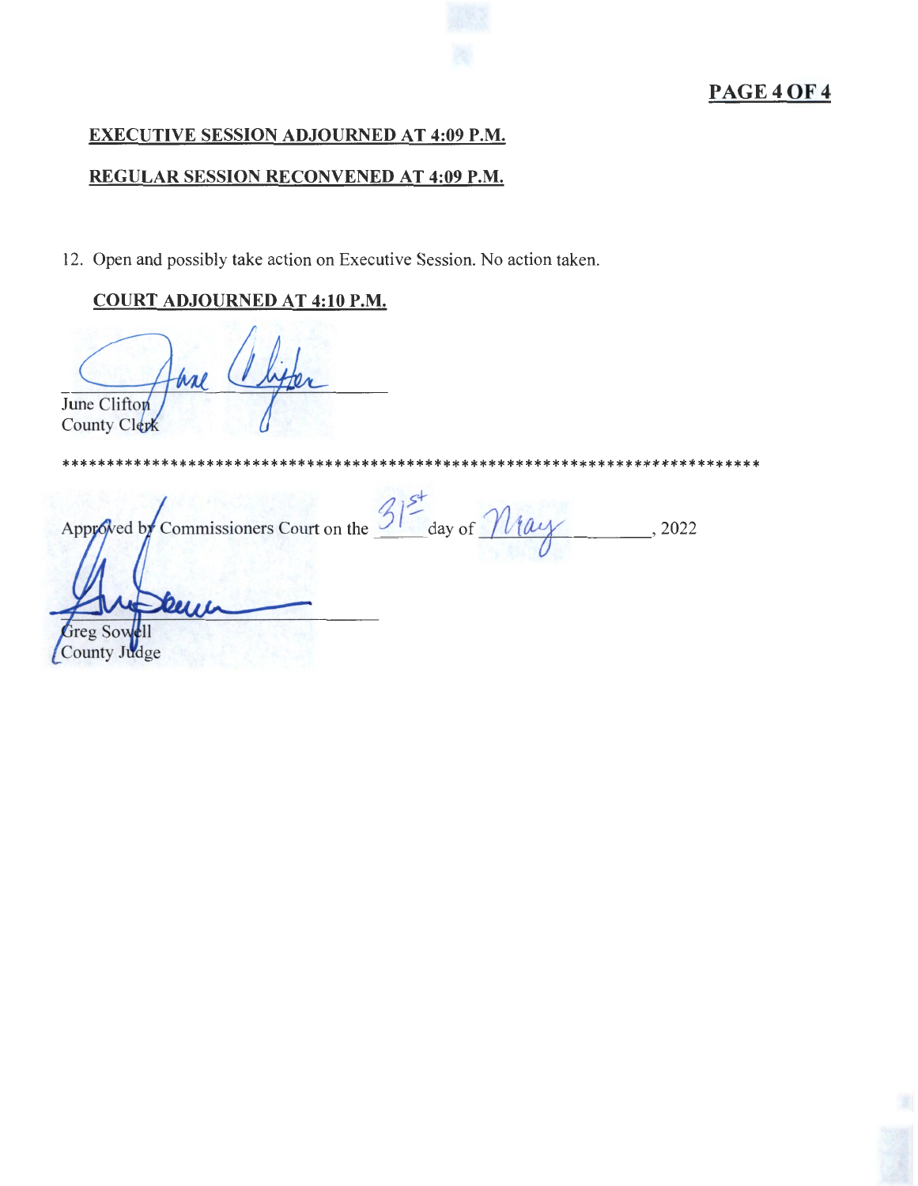**EXECUTIVE SESSION ADJOURNED AT 4:09 P.M.**

**REGULAR SESSION RECONVENED AT 4:09 P.M.**

12. Open and possibly take action on Executive Session. No action taken.

**COURT ADJOURNED AT 4:10 P.M.**

June Clifton
County Clerk

*****************************************************************************

Approved by Commissioners Court on the 31st day of May, 2022

Greg Sowell
County Judge